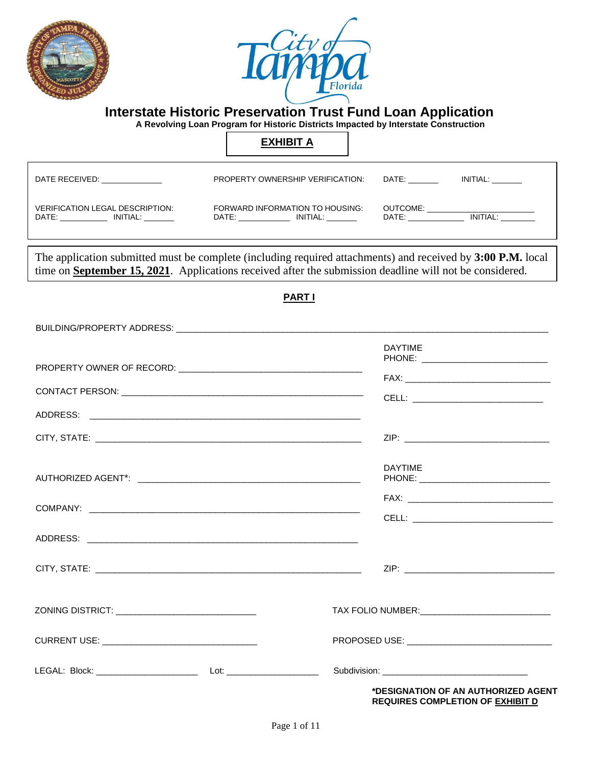# Interstate Historic Preservation Trust Fund Loan Application

**A Revolving Loan Program for Historic Districts Impacted by Interstate Construction**

**EXHIBIT A**

| | | |
|---|---|---|
| DATE RECEIVED: ______________ | PROPERTY OWNERSHIP VERIFICATION: | DATE: _______ INITIAL: _______ |
| VERIFICATION LEGAL DESCRIPTION: DATE: ___________ INITIAL: _______ | FORWARD INFORMATION TO HOUSING: DATE: ___________ INITIAL: _______ | OUTCOME: ________________________ DATE: _____________ INITIAL: ________ |

The application submitted must be complete (including required attachments) and received by **3:00 P.M.** local time on **September 15, 2021**. Applications received after the submission deadline will not be considered.

## PART I

BUILDING/PROPERTY ADDRESS: ______________________________________________________________

PROPERTY OWNER OF RECORD: ______________________________________

DAYTIME PHONE: _________________________

FAX: ______________________________

CONTACT PERSON: ______________________________________________

CELL: ___________________________

ADDRESS: _______________________________________________________

CITY, STATE: ____________________________________________________ ZIP: ______________________________

AUTHORIZED AGENT*: ______________________________________________

DAYTIME PHONE: ___________________________

FAX: ______________________________

COMPANY: _______________________________________________________

CELL: _____________________________

ADDRESS: _______________________________________________________

CITY, STATE: ____________________________________________________ ZIP: ______________________________

ZONING DISTRICT: ____________________________ TAX FOLIO NUMBER: ___________________________

CURRENT USE: _______________________________ PROPOSED USE: ______________________________

LEGAL: Block: _____________________ Lot: ___________________ Subdivision: ______________________________

**\*DESIGNATION OF AN AUTHORIZED AGENT REQUIRES COMPLETION OF EXHIBIT D**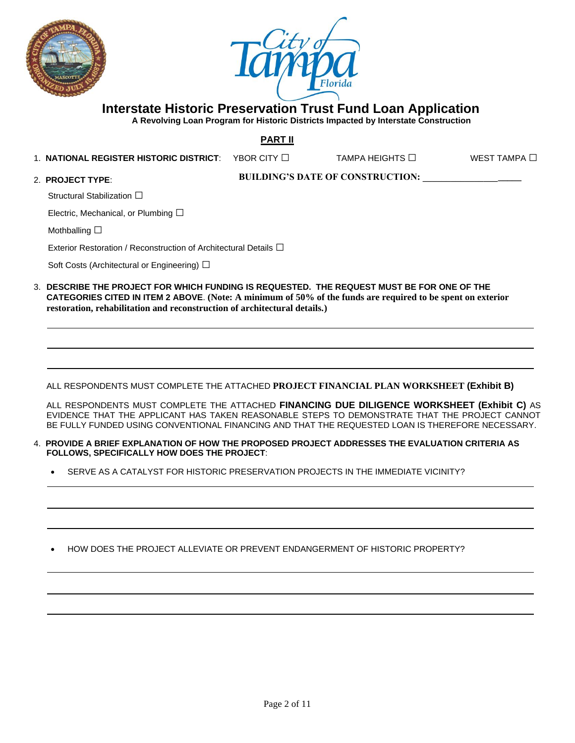# Interstate Historic Preservation Trust Fund Loan Application

**A Revolving Loan Program for Historic Districts Impacted by Interstate Construction**

## PART II

1. **NATIONAL REGISTER HISTORIC DISTRICT**: YBOR CITY ☐ TAMPA HEIGHTS ☐ WEST TAMPA ☐

2. **PROJECT TYPE**: **BUILDING'S DATE OF CONSTRUCTION:** ____________________

   Structural Stabilization ☐

   Electric, Mechanical, or Plumbing ☐

   Mothballing ☐

   Exterior Restoration / Reconstruction of Architectural Details ☐

   Soft Costs (Architectural or Engineering) ☐

3. **DESCRIBE THE PROJECT FOR WHICH FUNDING IS REQUESTED. THE REQUEST MUST BE FOR ONE OF THE CATEGORIES CITED IN ITEM 2 ABOVE**. **(Note: A minimum of 50% of the funds are required to be spent on exterior restoration, rehabilitation and reconstruction of architectural details.)**

   ______________________________________________________________________

   ______________________________________________________________________

   ______________________________________________________________________

   ALL RESPONDENTS MUST COMPLETE THE ATTACHED **PROJECT FINANCIAL PLAN WORKSHEET (Exhibit B)**

   ALL RESPONDENTS MUST COMPLETE THE ATTACHED **FINANCING DUE DILIGENCE WORKSHEET (Exhibit C)** AS EVIDENCE THAT THE APPLICANT HAS TAKEN REASONABLE STEPS TO DEMONSTRATE THAT THE PROJECT CANNOT BE FULLY FUNDED USING CONVENTIONAL FINANCING AND THAT THE REQUESTED LOAN IS THEREFORE NECESSARY.

4. **PROVIDE A BRIEF EXPLANATION OF HOW THE PROPOSED PROJECT ADDRESSES THE EVALUATION CRITERIA AS FOLLOWS, SPECIFICALLY HOW DOES THE PROJECT**:

   - SERVE AS A CATALYST FOR HISTORIC PRESERVATION PROJECTS IN THE IMMEDIATE VICINITY?

   ______________________________________________________________________

   ______________________________________________________________________

   ______________________________________________________________________

   - HOW DOES THE PROJECT ALLEVIATE OR PREVENT ENDANGERMENT OF HISTORIC PROPERTY?

   ______________________________________________________________________

   ______________________________________________________________________

   ______________________________________________________________________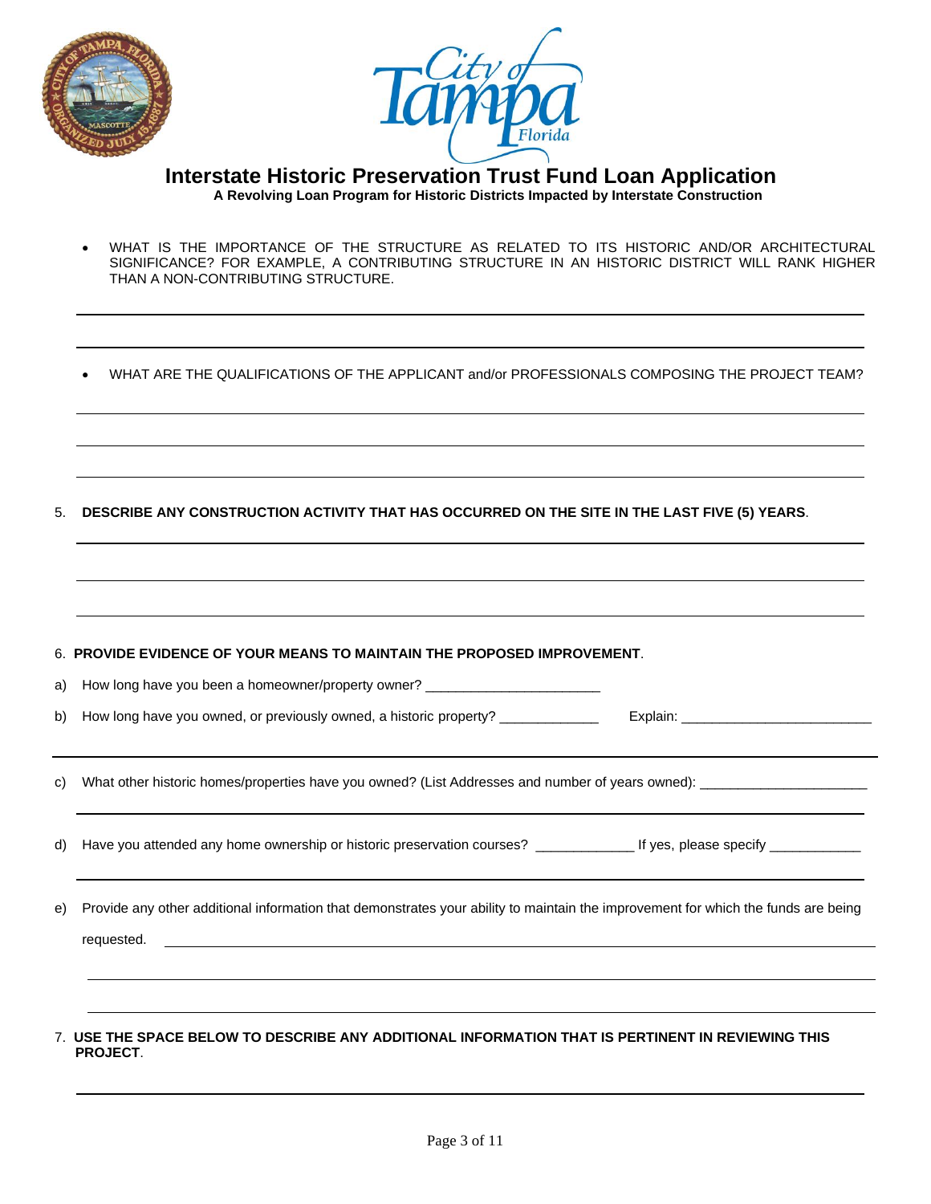# Interstate Historic Preservation Trust Fund Loan Application

**A Revolving Loan Program for Historic Districts Impacted by Interstate Construction**

- WHAT IS THE IMPORTANCE OF THE STRUCTURE AS RELATED TO ITS HISTORIC AND/OR ARCHITECTURAL SIGNIFICANCE? FOR EXAMPLE, A CONTRIBUTING STRUCTURE IN AN HISTORIC DISTRICT WILL RANK HIGHER THAN A NON-CONTRIBUTING STRUCTURE.

______________________________________________________________________

______________________________________________________________________

- WHAT ARE THE QUALIFICATIONS OF THE APPLICANT and/or PROFESSIONALS COMPOSING THE PROJECT TEAM?

______________________________________________________________________

______________________________________________________________________

______________________________________________________________________

5. **DESCRIBE ANY CONSTRUCTION ACTIVITY THAT HAS OCCURRED ON THE SITE IN THE LAST FIVE (5) YEARS**.

______________________________________________________________________

______________________________________________________________________

______________________________________________________________________

6. **PROVIDE EVIDENCE OF YOUR MEANS TO MAINTAIN THE PROPOSED IMPROVEMENT**.

a) How long have you been a homeowner/property owner? ______________________

b) How long have you owned, or previously owned, a historic property? ____________ Explain: ________________________

______________________________________________________________________

c) What other historic homes/properties have you owned? (List Addresses and number of years owned): _____________________

______________________________________________________________________

d) Have you attended any home ownership or historic preservation courses? ____________ If yes, please specify ___________

______________________________________________________________________

e) Provide any other additional information that demonstrates your ability to maintain the improvement for which the funds are being requested. ______________________________________________________________________

______________________________________________________________________

______________________________________________________________________

7. **USE THE SPACE BELOW TO DESCRIBE ANY ADDITIONAL INFORMATION THAT IS PERTINENT IN REVIEWING THIS PROJECT**.

______________________________________________________________________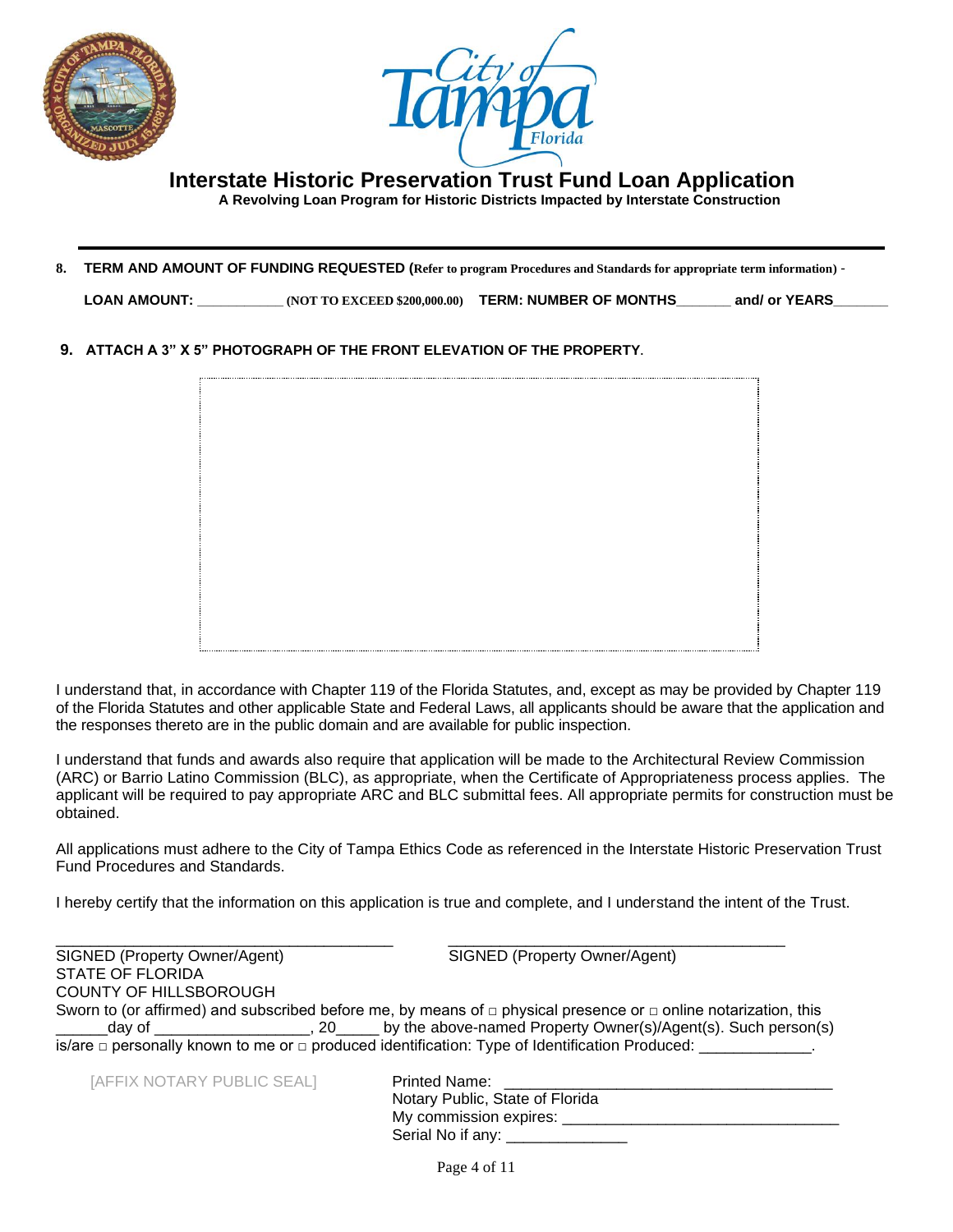# Interstate Historic Preservation Trust Fund Loan Application

**A Revolving Loan Program for Historic Districts Impacted by Interstate Construction**

---

**8. TERM AND AMOUNT OF FUNDING REQUESTED (Refer to program Procedures and Standards for appropriate term information)** -

**LOAN AMOUNT:** ____________ **(NOT TO EXCEED $200,000.00)** **TERM: NUMBER OF MONTHS**_______ **and/ or YEARS**_______

**9. ATTACH A 3" X 5" PHOTOGRAPH OF THE FRONT ELEVATION OF THE PROPERTY**.

I understand that, in accordance with Chapter 119 of the Florida Statutes, and, except as may be provided by Chapter 119 of the Florida Statutes and other applicable State and Federal Laws, all applicants should be aware that the application and the responses thereto are in the public domain and are available for public inspection.

I understand that funds and awards also require that application will be made to the Architectural Review Commission (ARC) or Barrio Latino Commission (BLC), as appropriate, when the Certificate of Appropriateness process applies. The applicant will be required to pay appropriate ARC and BLC submittal fees. All appropriate permits for construction must be obtained.

All applications must adhere to the City of Tampa Ethics Code as referenced in the Interstate Historic Preservation Trust Fund Procedures and Standards.

I hereby certify that the information on this application is true and complete, and I understand the intent of the Trust.

______________________________________ ______________________________________
SIGNED (Property Owner/Agent) SIGNED (Property Owner/Agent)

STATE OF FLORIDA
COUNTY OF HILLSBOROUGH

Sworn to (or affirmed) and subscribed before me, by means of □ physical presence or □ online notarization, this ______day of __________________, 20_____ by the above-named Property Owner(s)/Agent(s). Such person(s) is/are □ personally known to me or □ produced identification: Type of Identification Produced: _____________.

[AFFIX NOTARY PUBLIC SEAL]

Printed Name: ______________________________________
Notary Public, State of Florida
My commission expires: ________________________________
Serial No if any: ______________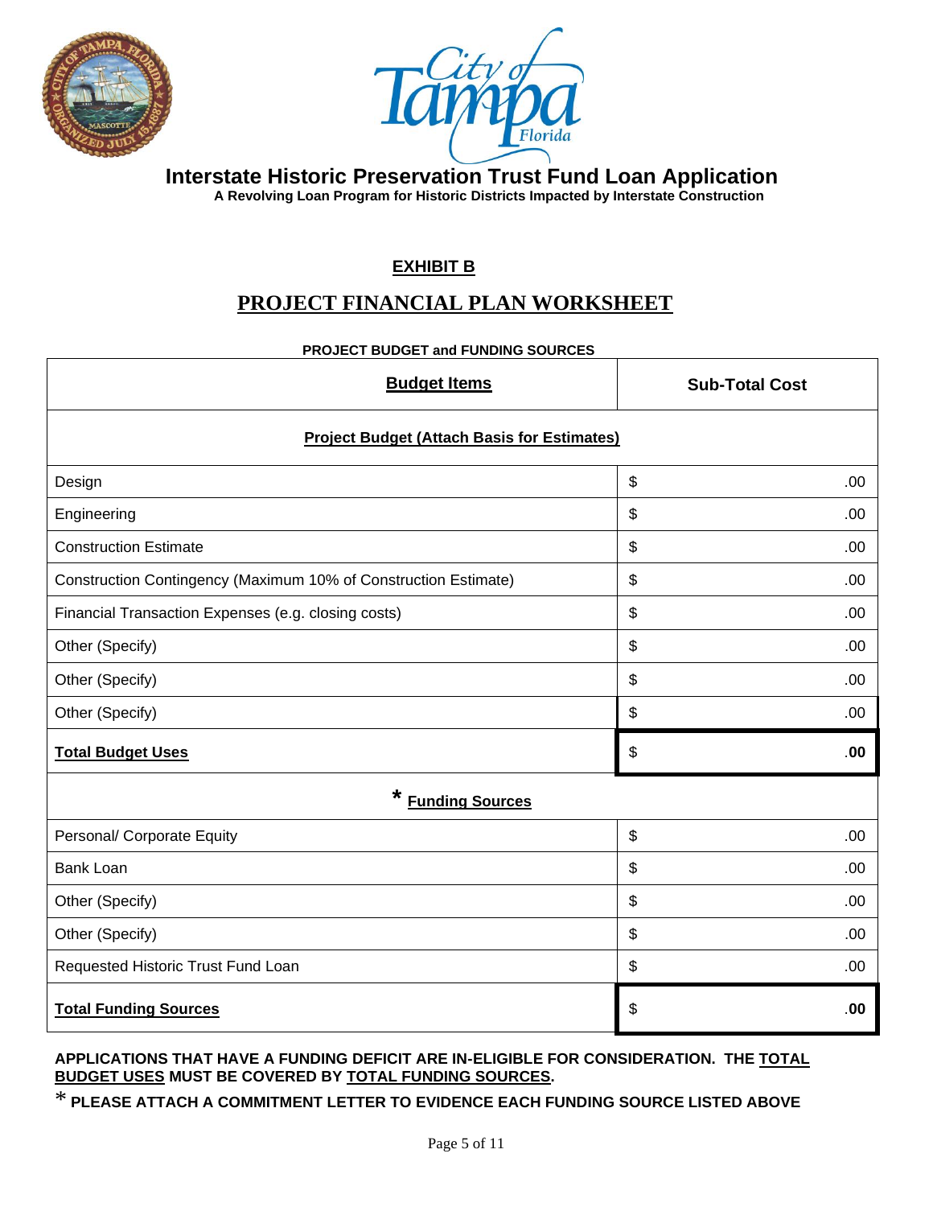# Interstate Historic Preservation Trust Fund Loan Application

**A Revolving Loan Program for Historic Districts Impacted by Interstate Construction**

## EXHIBIT B

## PROJECT FINANCIAL PLAN WORKSHEET

**PROJECT BUDGET and FUNDING SOURCES**

| **Budget Items** | **Sub-Total Cost** |
|---|---|
| **Project Budget (Attach Basis for Estimates)** | |
| Design | $ .00 |
| Engineering | $ .00 |
| Construction Estimate | $ .00 |
| Construction Contingency (Maximum 10% of Construction Estimate) | $ .00 |
| Financial Transaction Expenses (e.g. closing costs) | $ .00 |
| Other (Specify) | $ .00 |
| Other (Specify) | $ .00 |
| Other (Specify) | $ .00 |
| **Total Budget Uses** | **$ .00** |
| * **Funding Sources** | |
| Personal/ Corporate Equity | $ .00 |
| Bank Loan | $ .00 |
| Other (Specify) | $ .00 |
| Other (Specify) | $ .00 |
| Requested Historic Trust Fund Loan | $ .00 |
| **Total Funding Sources** | **$ .00** |

**APPLICATIONS THAT HAVE A FUNDING DEFICIT ARE IN-ELIGIBLE FOR CONSIDERATION. THE TOTAL BUDGET USES MUST BE COVERED BY TOTAL FUNDING SOURCES.**

\* **PLEASE ATTACH A COMMITMENT LETTER TO EVIDENCE EACH FUNDING SOURCE LISTED ABOVE**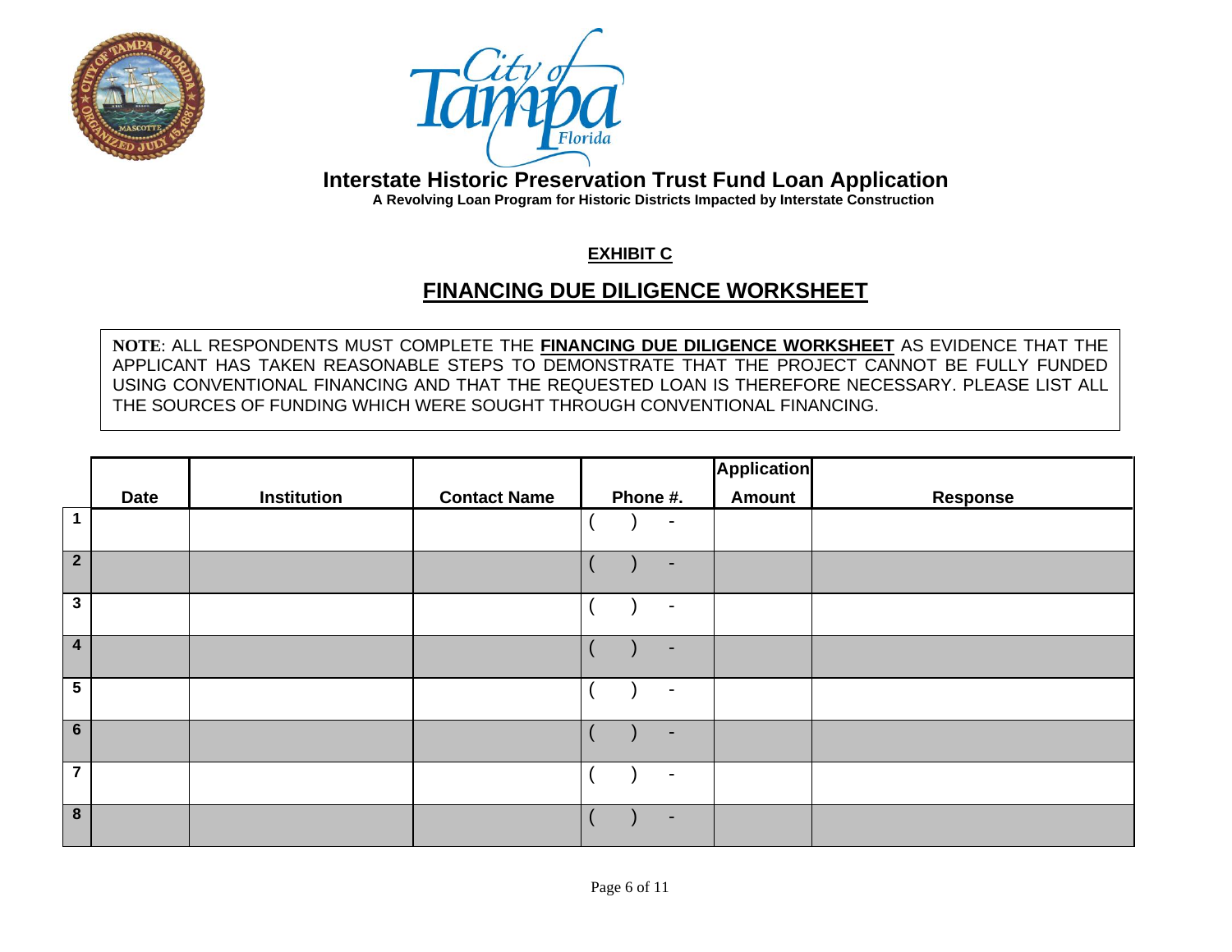# Interstate Historic Preservation Trust Fund Loan Application

**A Revolving Loan Program for Historic Districts Impacted by Interstate Construction**

**EXHIBIT C**

## FINANCING DUE DILIGENCE WORKSHEET

**NOTE**: ALL RESPONDENTS MUST COMPLETE THE **FINANCING DUE DILIGENCE WORKSHEET** AS EVIDENCE THAT THE APPLICANT HAS TAKEN REASONABLE STEPS TO DEMONSTRATE THAT THE PROJECT CANNOT BE FULLY FUNDED USING CONVENTIONAL FINANCING AND THAT THE REQUESTED LOAN IS THEREFORE NECESSARY. PLEASE LIST ALL THE SOURCES OF FUNDING WHICH WERE SOUGHT THROUGH CONVENTIONAL FINANCING.

| | Date | Institution | Contact Name | Phone #. | Application Amount | Response |
|---|---|---|---|---|---|---|
| 1 | | | | (   )   - | | |
| 2 | | | | (   )   - | | |
| 3 | | | | (   )   - | | |
| 4 | | | | (   )   - | | |
| 5 | | | | (   )   - | | |
| 6 | | | | (   )   - | | |
| 7 | | | | (   )   - | | |
| 8 | | | | (   )   - | | |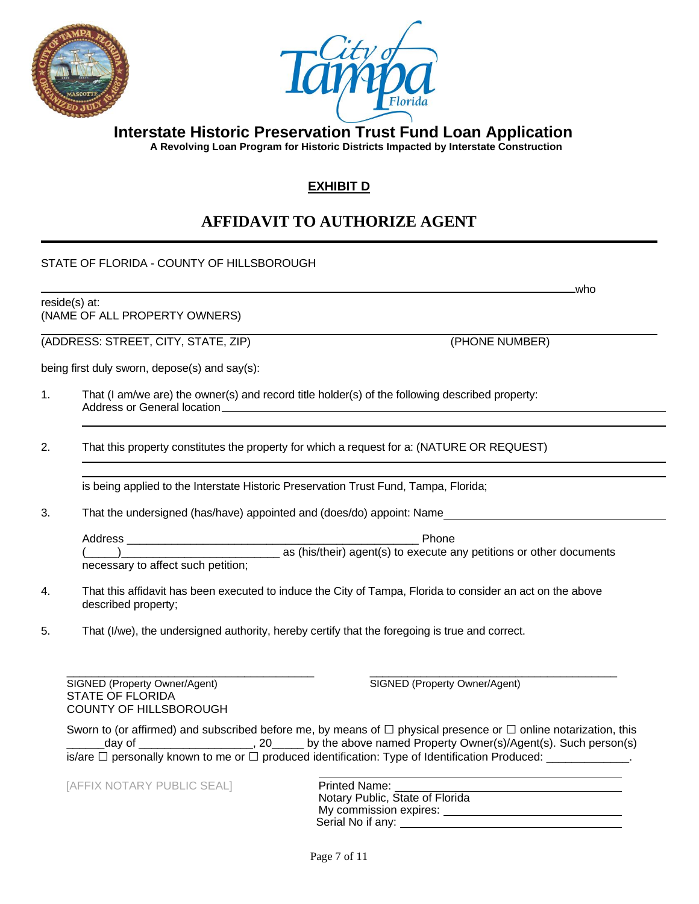# Interstate Historic Preservation Trust Fund Loan Application

**A Revolving Loan Program for Historic Districts Impacted by Interstate Construction**

## EXHIBIT D

## AFFIDAVIT TO AUTHORIZE AGENT

STATE OF FLORIDA - COUNTY OF HILLSBOROUGH

_______________________________________________________________________________ who reside(s) at:
(NAME OF ALL PROPERTY OWNERS)

_______________________________________________________________________________
(ADDRESS: STREET, CITY, STATE, ZIP) (PHONE NUMBER)

being first duly sworn, depose(s) and say(s):

1. That (I am/we are) the owner(s) and record title holder(s) of the following described property:
   Address or General location _______________________________________________
   _______________________________________________________________________________

2. That this property constitutes the property for which a request for a: (NATURE OR REQUEST)
   _______________________________________________________________________________
   _______________________________________________________________________________
   is being applied to the Interstate Historic Preservation Trust Fund, Tampa, Florida;

3. That the undersigned (has/have) appointed and (does/do) appoint: Name ______________________________

   Address ________________________________________________ Phone (_____)_________________________ as (his/their) agent(s) to execute any petitions or other documents necessary to affect such petition;

4. That this affidavit has been executed to induce the City of Tampa, Florida to consider an act on the above described property;

5. That (I/we), the undersigned authority, hereby certify that the foregoing is true and correct.

_________________________________________ _________________________________________
SIGNED (Property Owner/Agent) SIGNED (Property Owner/Agent)

STATE OF FLORIDA
COUNTY OF HILLSBOROUGH

Sworn to (or affirmed) and subscribed before me, by means of ☐ physical presence or ☐ online notarization, this ______day of __________________, 20_____ by the above named Property Owner(s)/Agent(s). Such person(s) is/are ☐ personally known to me or ☐ produced identification: Type of Identification Produced: _____________.

[AFFIX NOTARY PUBLIC SEAL]

_________________________________________
Printed Name: ____________________________
Notary Public, State of Florida
My commission expires: ____________________
Serial No if any: __________________________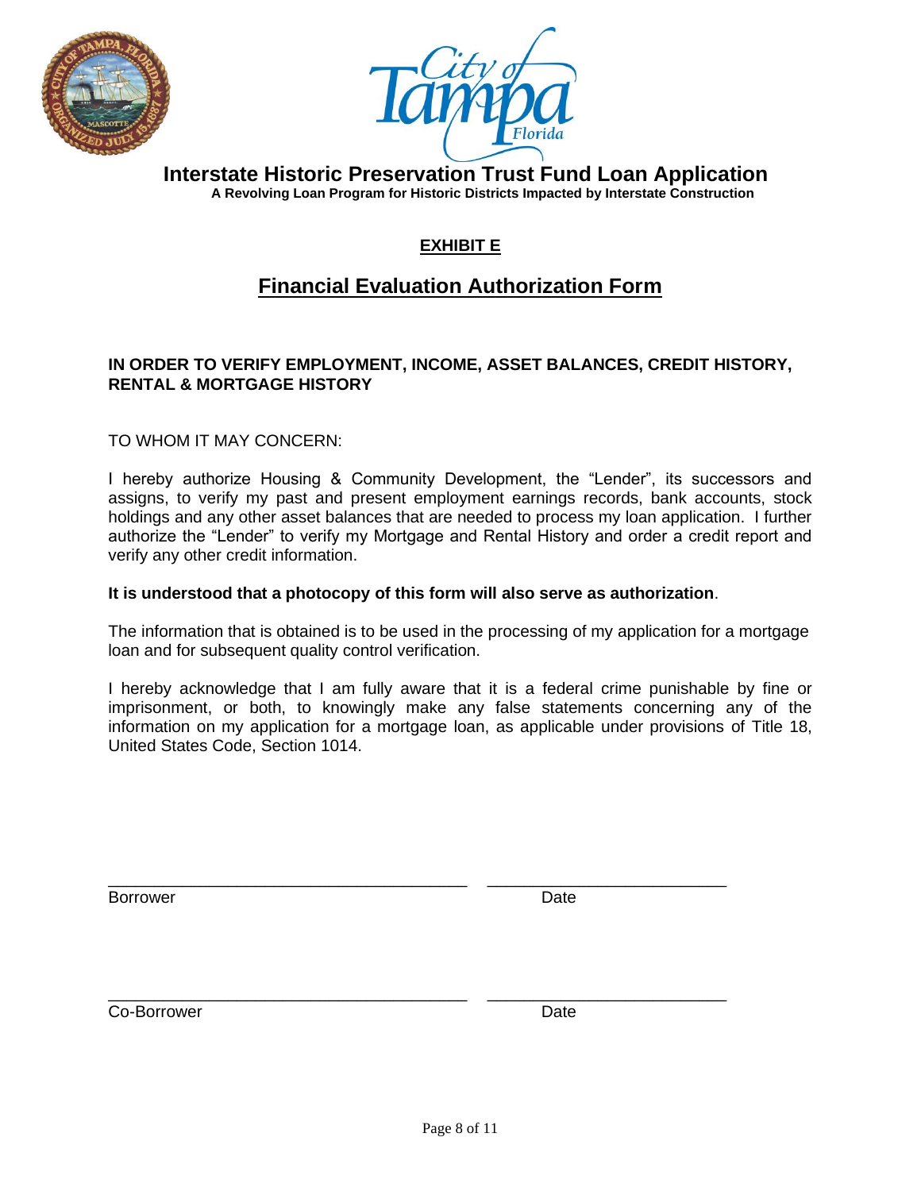# Interstate Historic Preservation Trust Fund Loan Application

**A Revolving Loan Program for Historic Districts Impacted by Interstate Construction**

## EXHIBIT E

## Financial Evaluation Authorization Form

**IN ORDER TO VERIFY EMPLOYMENT, INCOME, ASSET BALANCES, CREDIT HISTORY, RENTAL & MORTGAGE HISTORY**

TO WHOM IT MAY CONCERN:

I hereby authorize Housing & Community Development, the "Lender", its successors and assigns, to verify my past and present employment earnings records, bank accounts, stock holdings and any other asset balances that are needed to process my loan application. I further authorize the "Lender" to verify my Mortgage and Rental History and order a credit report and verify any other credit information.

**It is understood that a photocopy of this form will also serve as authorization**.

The information that is obtained is to be used in the processing of my application for a mortgage loan and for subsequent quality control verification.

I hereby acknowledge that I am fully aware that it is a federal crime punishable by fine or imprisonment, or both, to knowingly make any false statements concerning any of the information on my application for a mortgage loan, as applicable under provisions of Title 18, United States Code, Section 1014.

\_\_\_\_\_\_\_\_\_\_\_\_\_\_\_\_\_\_\_\_\_\_\_\_\_\_\_\_\_\_\_\_\_\_\_\_\_\_ \_\_\_\_\_\_\_\_\_\_\_\_\_\_\_\_\_\_\_\_\_\_\_\_\_\_
Borrower Date

\_\_\_\_\_\_\_\_\_\_\_\_\_\_\_\_\_\_\_\_\_\_\_\_\_\_\_\_\_\_\_\_\_\_\_\_\_\_ \_\_\_\_\_\_\_\_\_\_\_\_\_\_\_\_\_\_\_\_\_\_\_\_\_\_
Co-Borrower Date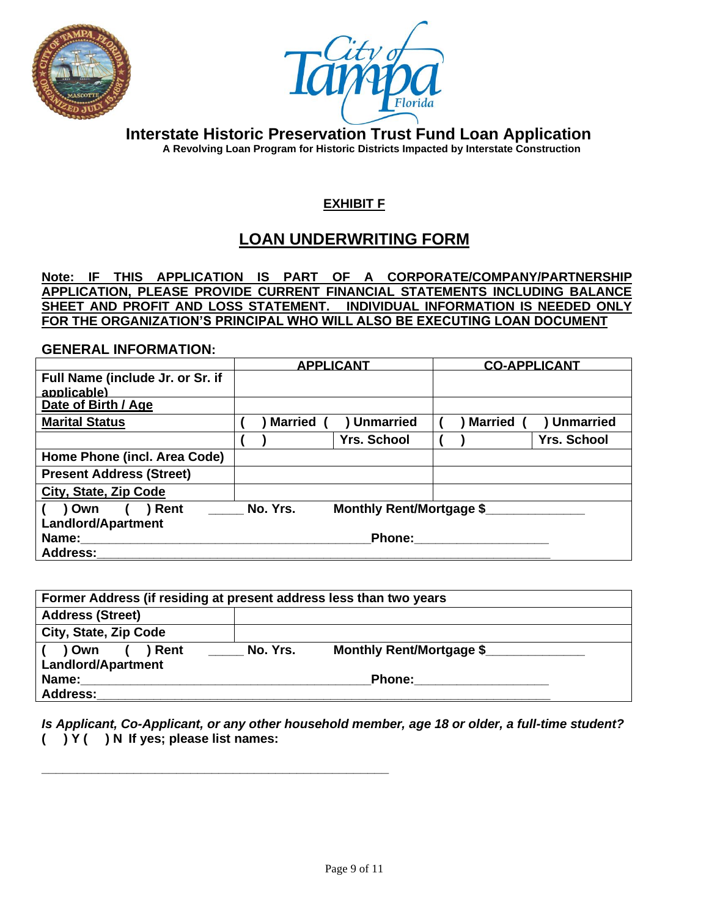# Interstate Historic Preservation Trust Fund Loan Application

**A Revolving Loan Program for Historic Districts Impacted by Interstate Construction**

**EXHIBIT F**

## LOAN UNDERWRITING FORM

**Note: IF THIS APPLICATION IS PART OF A CORPORATE/COMPANY/PARTNERSHIP APPLICATION, PLEASE PROVIDE CURRENT FINANCIAL STATEMENTS INCLUDING BALANCE SHEET AND PROFIT AND LOSS STATEMENT. INDIVIDUAL INFORMATION IS NEEDED ONLY FOR THE ORGANIZATION'S PRINCIPAL WHO WILL ALSO BE EXECUTING LOAN DOCUMENT**

### GENERAL INFORMATION:

| | APPLICANT | | CO-APPLICANT | |
|---|---|---|---|---|
| Full Name (include Jr. or Sr. if applicable) | | | | |
| Date of Birth / Age | | | | |
| Marital Status | ( ) Married | ( ) Unmarried | ( ) Married | ( ) Unmarried |
| | ( ) | Yrs. School | ( ) | Yrs. School |
| Home Phone (incl. Area Code) | | | | |
| Present Address (Street) | | | | |
| City, State, Zip Code | | | | |

( ) Own ( ) Rent _____ No. Yrs. Monthly Rent/Mortgage $_____________

Landlord/Apartment

Name:________________________________________ Phone:__________________

Address:_________________________________________________________________

| Former Address (if residing at present address less than two years | |
|---|---|
| Address (Street) | |
| City, State, Zip Code | |

( ) Own ( ) Rent _____ No. Yrs. Monthly Rent/Mortgage $_____________

Landlord/Apartment

Name:________________________________________ Phone:__________________

Address:_________________________________________________________________

***Is Applicant, Co-Applicant, or any other household member, age 18 or older, a full-time student?***
**( ) Y ( ) N If yes; please list names:**

_____________________________________________________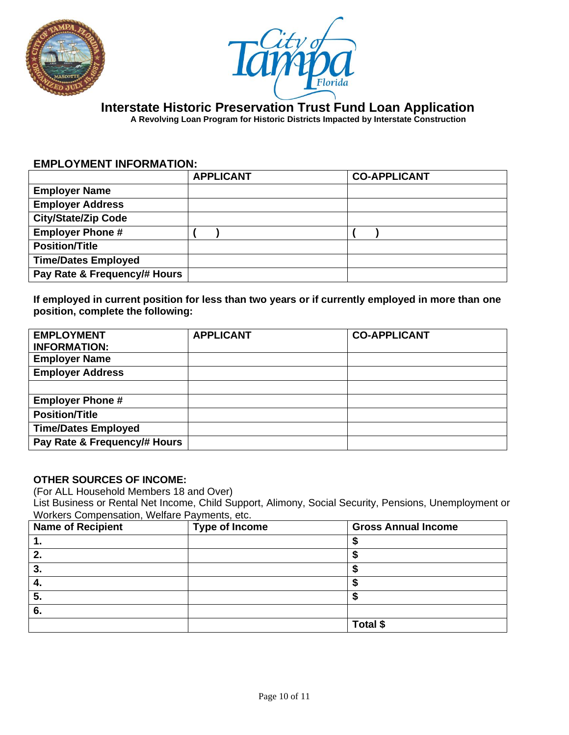# Interstate Historic Preservation Trust Fund Loan Application

**A Revolving Loan Program for Historic Districts Impacted by Interstate Construction**

## EMPLOYMENT INFORMATION:

| | APPLICANT | CO-APPLICANT |
|---|---|---|
| **Employer Name** | | |
| **Employer Address** | | |
| **City/State/Zip Code** | | |
| **Employer Phone #** | **(    )** | **(    )** |
| **Position/Title** | | |
| **Time/Dates Employed** | | |
| **Pay Rate & Frequency/# Hours** | | |

**If employed in current position for less than two years or if currently employed in more than one position, complete the following:**

| EMPLOYMENT INFORMATION: | APPLICANT | CO-APPLICANT |
|---|---|---|
| **Employer Name** | | |
| **Employer Address** | | |
| | | |
| **Employer Phone #** | | |
| **Position/Title** | | |
| **Time/Dates Employed** | | |
| **Pay Rate & Frequency/# Hours** | | |

## OTHER SOURCES OF INCOME:

(For ALL Household Members 18 and Over)

List Business or Rental Net Income, Child Support, Alimony, Social Security, Pensions, Unemployment or Workers Compensation, Welfare Payments, etc.

| Name of Recipient | Type of Income | Gross Annual Income |
|---|---|---|
| **1.** | | **$** |
| **2.** | | **$** |
| **3.** | | **$** |
| **4.** | | **$** |
| **5.** | | **$** |
| **6.** | | |
| | | **Total $** |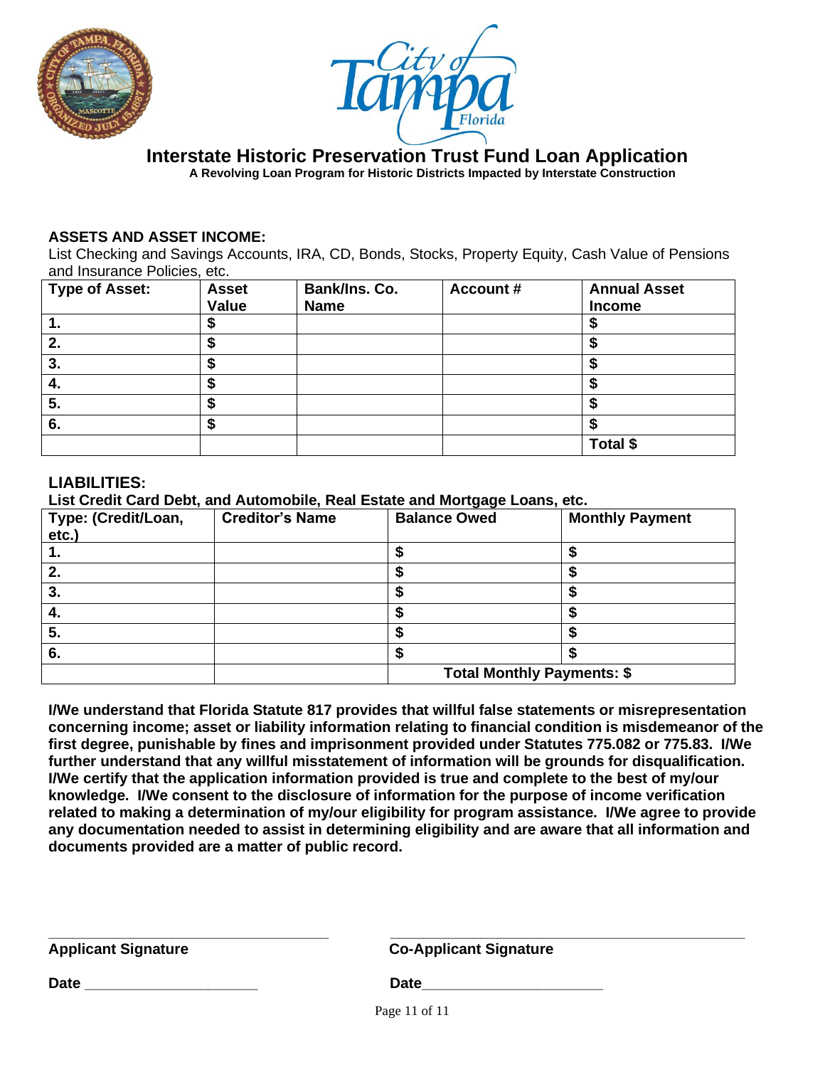# Interstate Historic Preservation Trust Fund Loan Application

**A Revolving Loan Program for Historic Districts Impacted by Interstate Construction**

**ASSETS AND ASSET INCOME:**

List Checking and Savings Accounts, IRA, CD, Bonds, Stocks, Property Equity, Cash Value of Pensions and Insurance Policies, etc.

| Type of Asset: | Asset Value | Bank/Ins. Co. Name | Account # | Annual Asset Income |
|---|---|---|---|---|
| 1. | $ | | | $ |
| 2. | $ | | | $ |
| 3. | $ | | | $ |
| 4. | $ | | | $ |
| 5. | $ | | | $ |
| 6. | $ | | | $ |
| | | | | Total $ |

## LIABILITIES:

**List Credit Card Debt, and Automobile, Real Estate and Mortgage Loans, etc.**

| Type: (Credit/Loan, etc.) | Creditor's Name | Balance Owed | Monthly Payment |
|---|---|---|---|
| 1. | | $ | $ |
| 2. | | $ | $ |
| 3. | | $ | $ |
| 4. | | $ | $ |
| 5. | | $ | $ |
| 6. | | $ | $ |
| | | Total Monthly Payments: $ | |

**I/We understand that Florida Statute 817 provides that willful false statements or misrepresentation concerning income; asset or liability information relating to financial condition is misdemeanor of the first degree, punishable by fines and imprisonment provided under Statutes 775.082 or 775.83. I/We further understand that any willful misstatement of information will be grounds for disqualification. I/We certify that the application information provided is true and complete to the best of my/our knowledge. I/We consent to the disclosure of information for the purpose of income verification related to making a determination of my/our eligibility for program assistance. I/We agree to provide any documentation needed to assist in determining eligibility and are aware that all information and documents provided are a matter of public record.**

\_\_\_\_\_\_\_\_\_\_\_\_\_\_\_\_\_\_\_\_\_\_\_\_\_\_\_\_\_\_\_\_\_\_\_\_

**Applicant Signature**

**Date** \_\_\_\_\_\_\_\_\_\_\_\_\_\_\_\_\_\_\_\_\_\_

\_\_\_\_\_\_\_\_\_\_\_\_\_\_\_\_\_\_\_\_\_\_\_\_\_\_\_\_\_\_\_\_\_\_\_\_\_\_\_\_\_\_\_\_\_

**Co-Applicant Signature**

**Date**\_\_\_\_\_\_\_\_\_\_\_\_\_\_\_\_\_\_\_\_\_\_\_